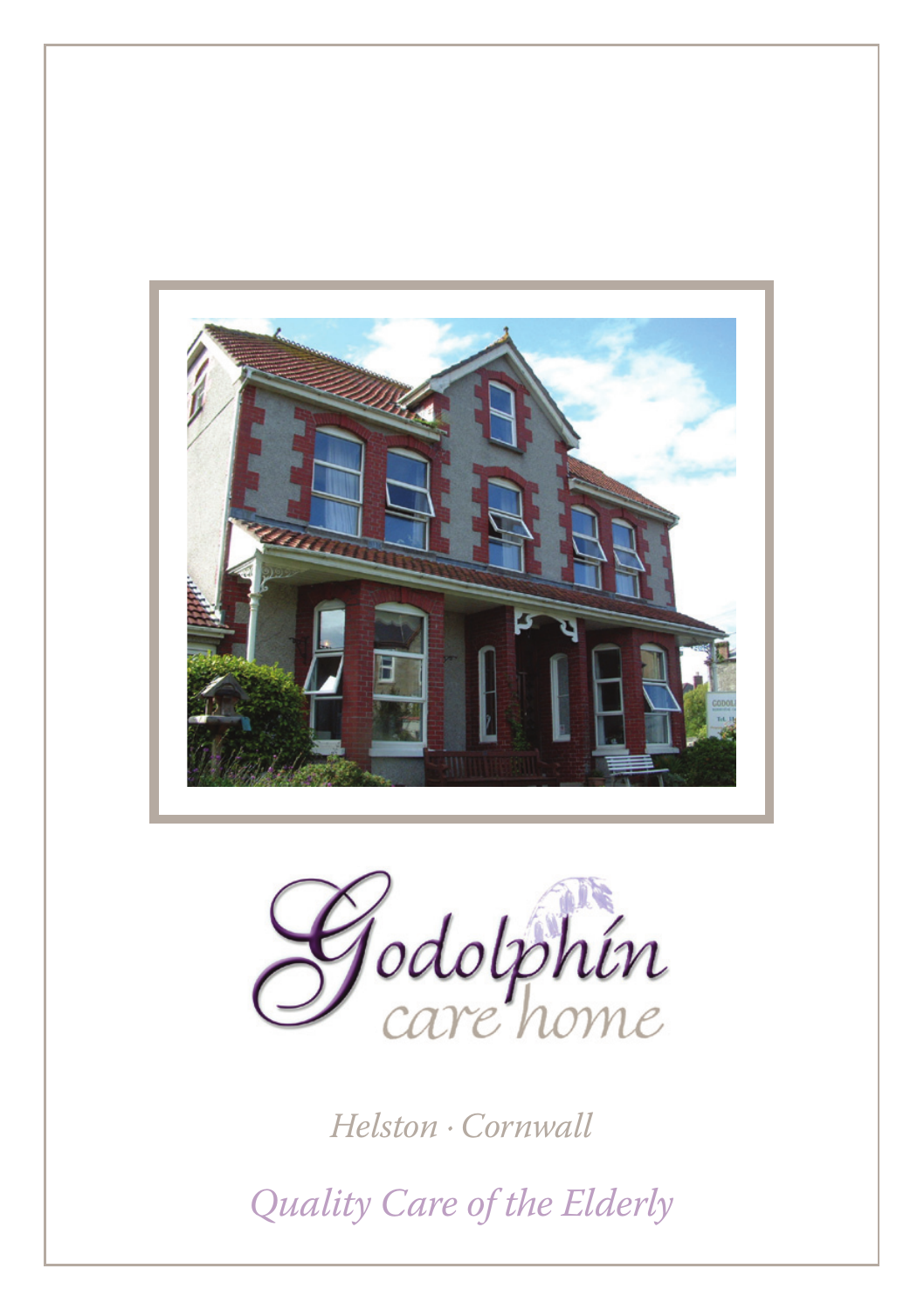# Godolphin care home

*Helston · Cornwall*

*Quality Care of the Elderly*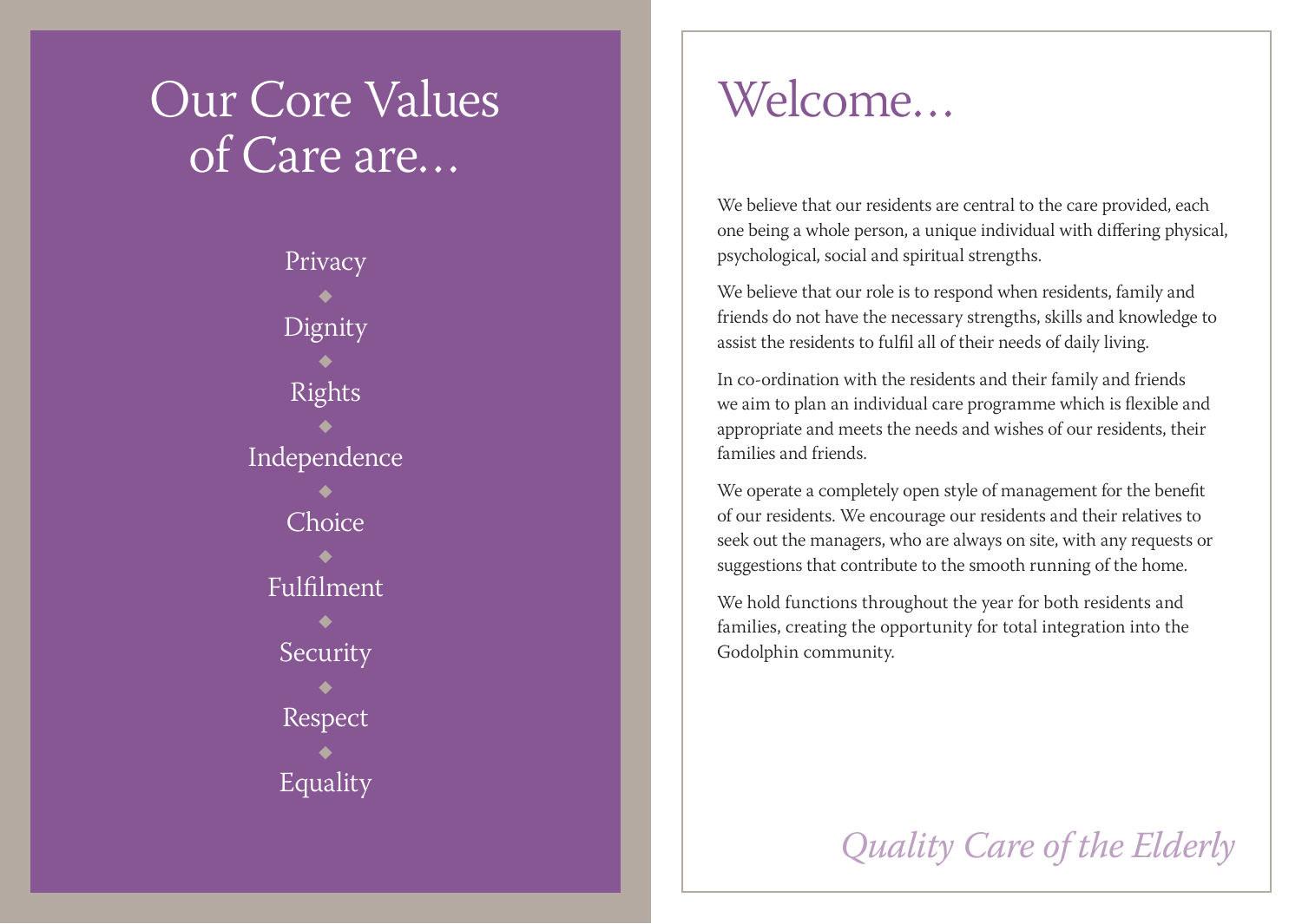# Our Core Values of Care are…

Privacy

◆

Dignity

◆

Rights

◆

Independence

◆

Choice

◆

Fulfilment

◆

Security

◆

Respect

◆

Equality

# Welcome…

We believe that our residents are central to the care provided, each one being a whole person, a unique individual with differing physical, psychological, social and spiritual strengths.

We believe that our role is to respond when residents, family and friends do not have the necessary strengths, skills and knowledge to assist the residents to fulfil all of their needs of daily living.

In co-ordination with the residents and their family and friends we aim to plan an individual care programme which is flexible and appropriate and meets the needs and wishes of our residents, their families and friends.

We operate a completely open style of management for the benefit of our residents. We encourage our residents and their relatives to seek out the managers, who are always on site, with any requests or suggestions that contribute to the smooth running of the home.

We hold functions throughout the year for both residents and families, creating the opportunity for total integration into the Godolphin community.

*Quality Care of the Elderly*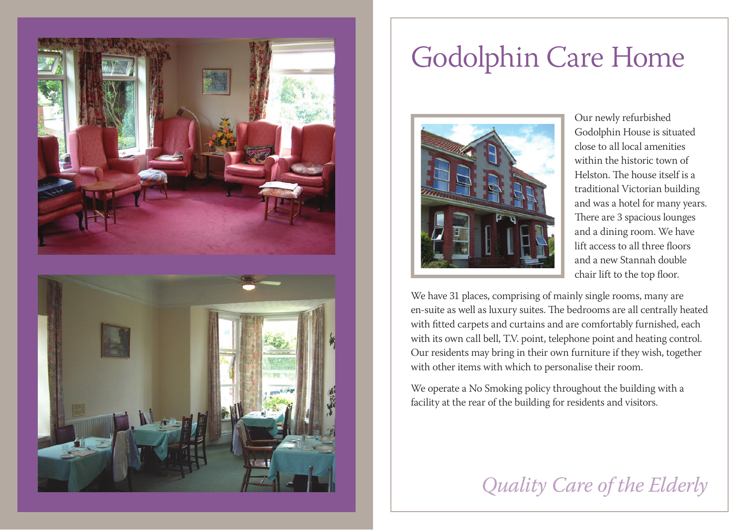# Godolphin Care Home

Our newly refurbished Godolphin House is situated close to all local amenities within the historic town of Helston. The house itself is a traditional Victorian building and was a hotel for many years. There are 3 spacious lounges and a dining room. We have lift access to all three floors and a new Stannah double chair lift to the top floor.

We have 31 places, comprising of mainly single rooms, many are en-suite as well as luxury suites. The bedrooms are all centrally heated with fitted carpets and curtains and are comfortably furnished, each with its own call bell, T.V. point, telephone point and heating control. Our residents may bring in their own furniture if they wish, together with other items with which to personalise their room.

We operate a No Smoking policy throughout the building with a facility at the rear of the building for residents and visitors.

*Quality Care of the Elderly*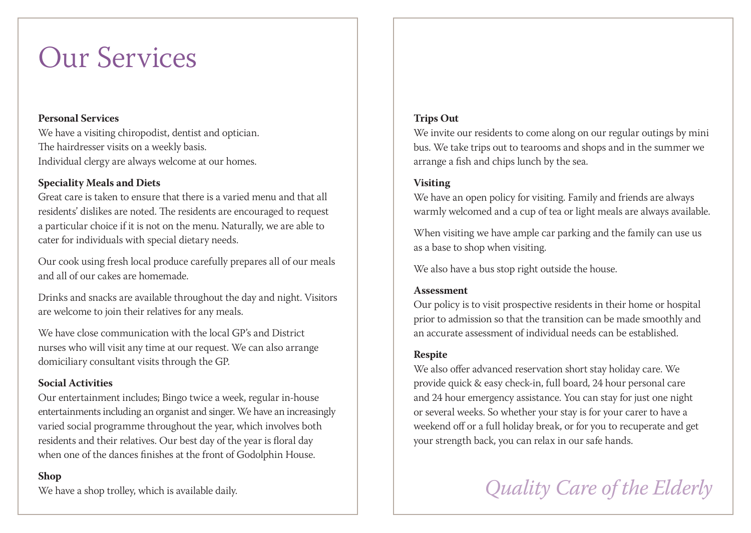# Our Services

**Personal Services**

We have a visiting chiropodist, dentist and optician.
The hairdresser visits on a weekly basis.
Individual clergy are always welcome at our homes.

**Speciality Meals and Diets**

Great care is taken to ensure that there is a varied menu and that all residents' dislikes are noted. The residents are encouraged to request a particular choice if it is not on the menu. Naturally, we are able to cater for individuals with special dietary needs.

Our cook using fresh local produce carefully prepares all of our meals and all of our cakes are homemade.

Drinks and snacks are available throughout the day and night. Visitors are welcome to join their relatives for any meals.

We have close communication with the local GP's and District nurses who will visit any time at our request. We can also arrange domiciliary consultant visits through the GP.

**Social Activities**

Our entertainment includes; Bingo twice a week, regular in-house entertainments including an organist and singer. We have an increasingly varied social programme throughout the year, which involves both residents and their relatives. Our best day of the year is floral day when one of the dances finishes at the front of Godolphin House.

**Shop**

We have a shop trolley, which is available daily.

**Trips Out**

We invite our residents to come along on our regular outings by mini bus. We take trips out to tearooms and shops and in the summer we arrange a fish and chips lunch by the sea.

**Visiting**

We have an open policy for visiting. Family and friends are always warmly welcomed and a cup of tea or light meals are always available.

When visiting we have ample car parking and the family can use us as a base to shop when visiting.

We also have a bus stop right outside the house.

**Assessment**

Our policy is to visit prospective residents in their home or hospital prior to admission so that the transition can be made smoothly and an accurate assessment of individual needs can be established.

**Respite**

We also offer advanced reservation short stay holiday care. We provide quick & easy check-in, full board, 24 hour personal care and 24 hour emergency assistance. You can stay for just one night or several weeks. So whether your stay is for your carer to have a weekend off or a full holiday break, or for you to recuperate and get your strength back, you can relax in our safe hands.

*Quality Care of the Elderly*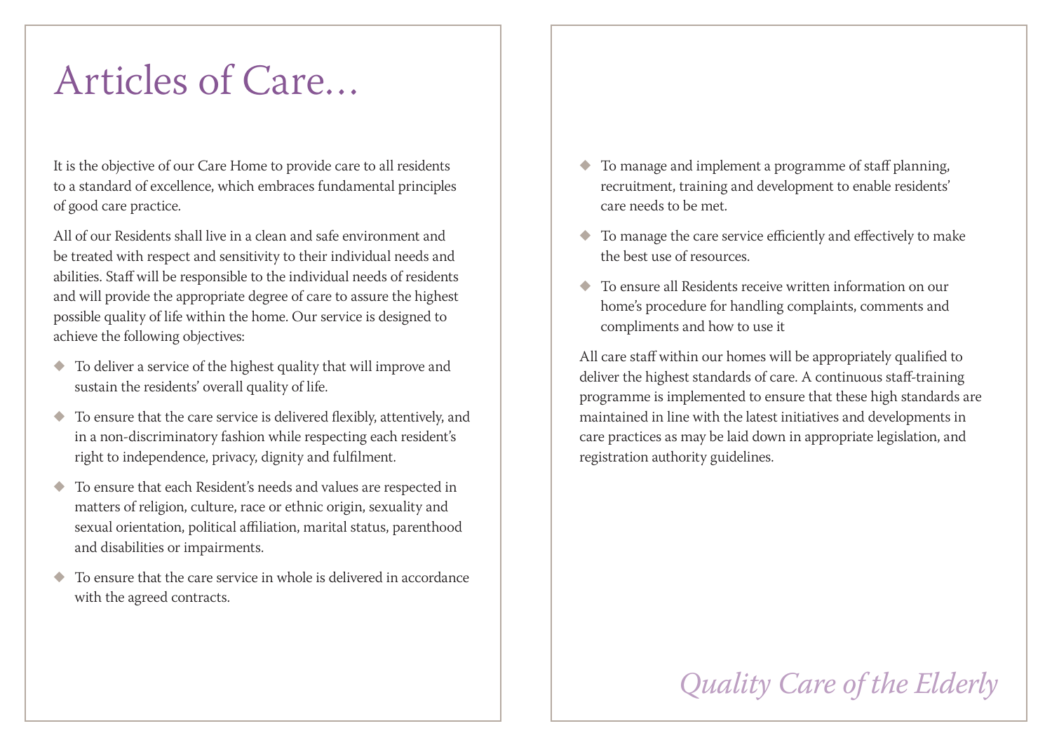# Articles of Care…

It is the objective of our Care Home to provide care to all residents to a standard of excellence, which embraces fundamental principles of good care practice.

All of our Residents shall live in a clean and safe environment and be treated with respect and sensitivity to their individual needs and abilities. Staff will be responsible to the individual needs of residents and will provide the appropriate degree of care to assure the highest possible quality of life within the home. Our service is designed to achieve the following objectives:

- To deliver a service of the highest quality that will improve and sustain the residents' overall quality of life.
- To ensure that the care service is delivered flexibly, attentively, and in a non-discriminatory fashion while respecting each resident's right to independence, privacy, dignity and fulfilment.
- To ensure that each Resident's needs and values are respected in matters of religion, culture, race or ethnic origin, sexuality and sexual orientation, political affiliation, marital status, parenthood and disabilities or impairments.
- To ensure that the care service in whole is delivered in accordance with the agreed contracts.
- To manage and implement a programme of staff planning, recruitment, training and development to enable residents' care needs to be met.
- To manage the care service efficiently and effectively to make the best use of resources.
- To ensure all Residents receive written information on our home's procedure for handling complaints, comments and compliments and how to use it

All care staff within our homes will be appropriately qualified to deliver the highest standards of care. A continuous staff-training programme is implemented to ensure that these high standards are maintained in line with the latest initiatives and developments in care practices as may be laid down in appropriate legislation, and registration authority guidelines.

*Quality Care of the Elderly*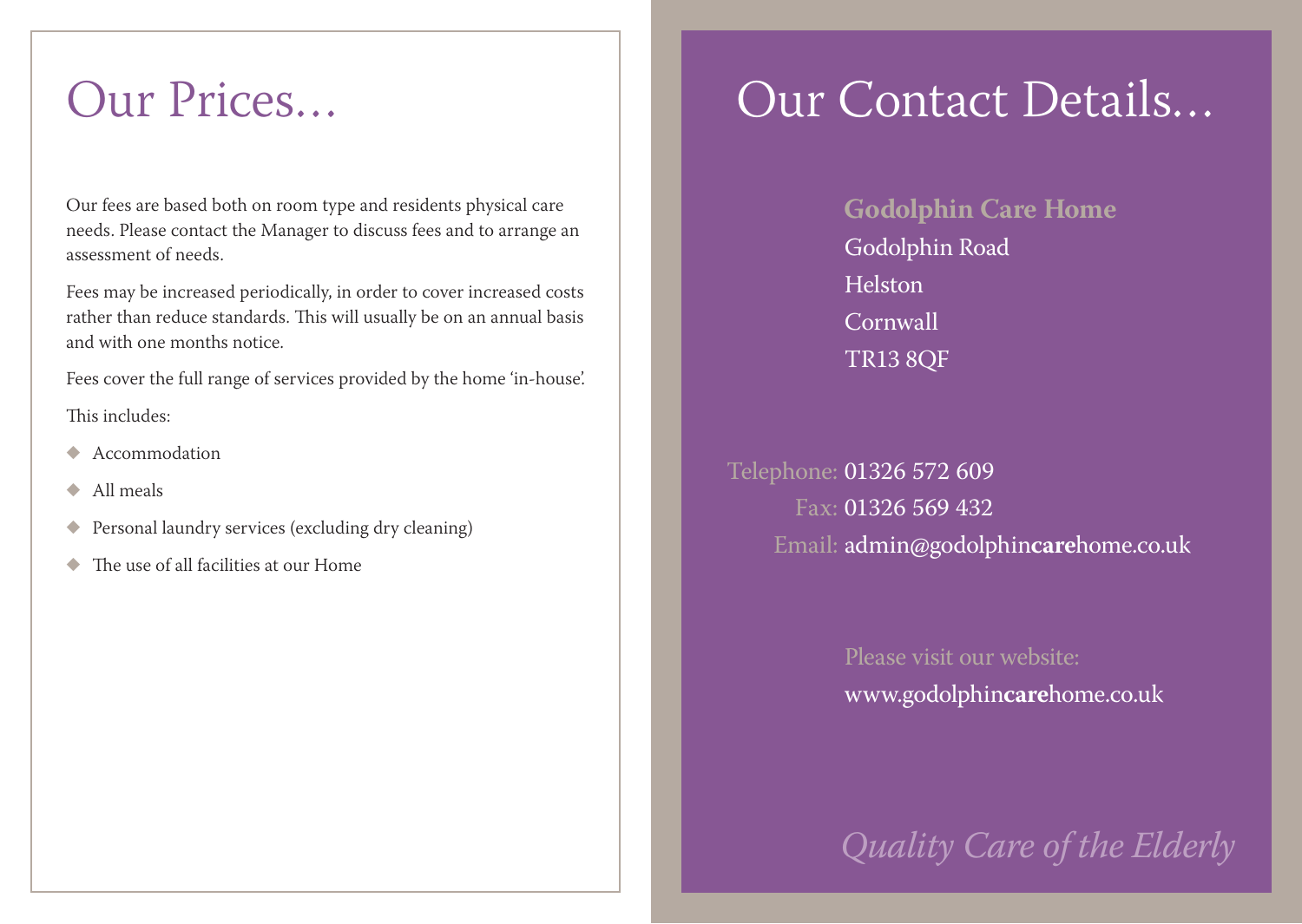# Our Prices...

Our fees are based both on room type and residents physical care needs. Please contact the Manager to discuss fees and to arrange an assessment of needs.

Fees may be increased periodically, in order to cover increased costs rather than reduce standards. This will usually be on an annual basis and with one months notice.

Fees cover the full range of services provided by the home 'in-house'.

This includes:

- Accommodation
- All meals
- Personal laundry services (excluding dry cleaning)
- The use of all facilities at our Home

# Our Contact Details...

**Godolphin Care Home**
Godolphin Road
Helston
Cornwall
TR13 8QF

Telephone: 01326 572 609
Fax: 01326 569 432
Email: admin@godolphin**care**home.co.uk

Please visit our website:
www.godolphin**care**home.co.uk

*Quality Care of the Elderly*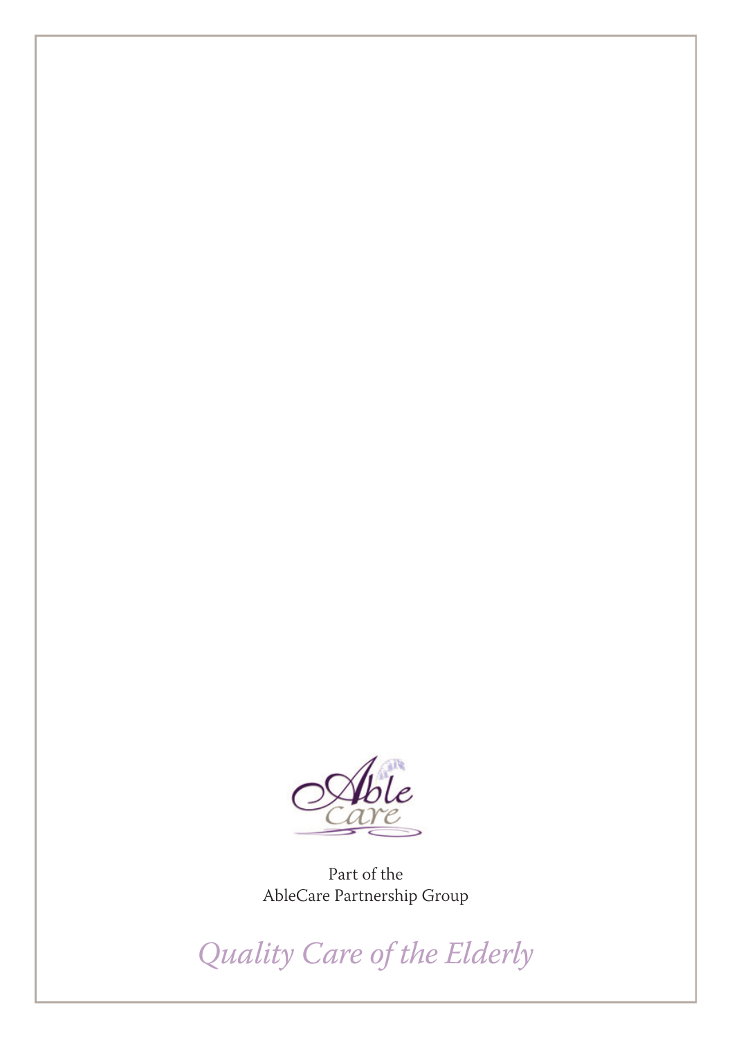Part of the
AbleCare Partnership Group

*Quality Care of the Elderly*